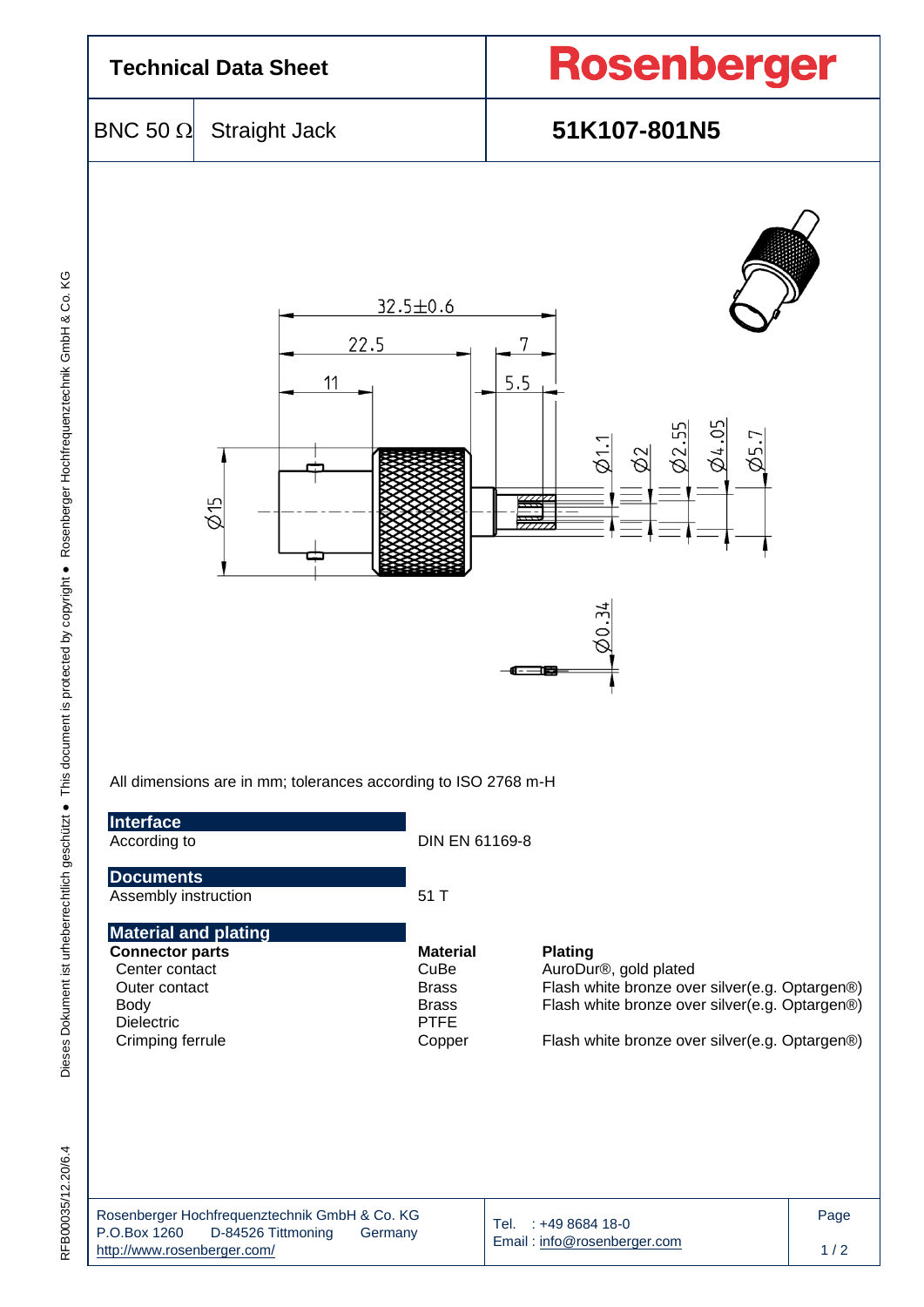# Technical Data Sheet

**Rosenberger**

| BNC 50 Ω | Straight Jack | **51K107-801N5** |
|---|---|---|

All dimensions are in mm; tolerances according to ISO 2768 m-H

## Interface

| | |
|---|---|
| According to | DIN EN 61169-8 |

## Documents

| | |
|---|---|
| Assembly instruction | 51 T |

## Material and plating

| **Connector parts** | **Material** | **Plating** |
|---|---|---|
| Center contact | CuBe | AuroDur®, gold plated |
| Outer contact | Brass | Flash white bronze over silver(e.g. Optargen®) |
| Body | Brass | Flash white bronze over silver(e.g. Optargen®) |
| Dielectric | PTFE | |
| Crimping ferrule | Copper | Flash white bronze over silver(e.g. Optargen®) |

Rosenberger Hochfrequenztechnik GmbH & Co. KG
P.O.Box 1260 D-84526 Tittmoning Germany
http://www.rosenberger.com/

Tel. : +49 8684 18-0
Email : info@rosenberger.com

RFB00035/12.20/6.4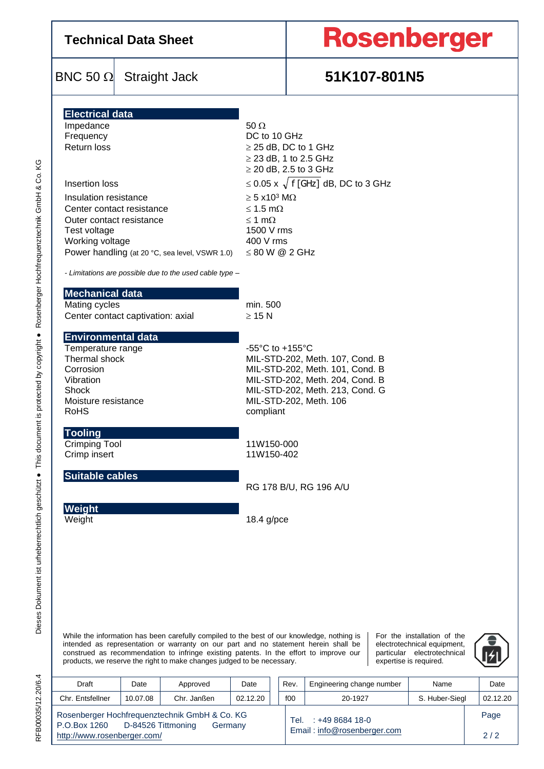# Technical Data Sheet

**Rosenberger**

BNC 50 Ω Straight Jack

**51K107-801N5**

## Electrical data

| | |
|---|---|
| Impedance | 50 Ω |
| Frequency | DC to 10 GHz |
| Return loss | ≥ 25 dB, DC to 1 GHz<br>≥ 23 dB, 1 to 2.5 GHz<br>≥ 20 dB, 2.5 to 3 GHz |
| Insertion loss | ≤ 0.05 x $\sqrt{f\,[GHz]}$ dB, DC to 3 GHz |
| Insulation resistance | ≥ 5 x10³ MΩ |
| Center contact resistance | ≤ 1.5 mΩ |
| Outer contact resistance | ≤ 1 mΩ |
| Test voltage | 1500 V rms |
| Working voltage | 400 V rms |
| Power handling (at 20 °C, sea level, VSWR 1.0) | ≤ 80 W @ 2 GHz |

*- Limitations are possible due to the used cable type –*

## Mechanical data

| | |
|---|---|
| Mating cycles | min. 500 |
| Center contact captivation: axial | ≥ 15 N |

## Environmental data

| | |
|---|---|
| Temperature range | -55°C to +155°C |
| Thermal shock | MIL-STD-202, Meth. 107, Cond. B |
| Corrosion | MIL-STD-202, Meth. 101, Cond. B |
| Vibration | MIL-STD-202, Meth. 204, Cond. B |
| Shock | MIL-STD-202, Meth. 213, Cond. G |
| Moisture resistance | MIL-STD-202, Meth. 106 |
| RoHS | compliant |

## Tooling

| | |
|---|---|
| Crimping Tool | 11W150-000 |
| Crimp insert | 11W150-402 |

## Suitable cables

RG 178 B/U, RG 196 A/U

## Weight

| | |
|---|---|
| Weight | 18.4 g/pce |

While the information has been carefully compiled to the best of our knowledge, nothing is intended as representation or warranty on our part and no statement herein shall be construed as recommendation to infringe existing patents. In the effort to improve our products, we reserve the right to make changes judged to be necessary.

For the installation of the electrotechnical equipment, particular electrotechnical expertise is required.

| Draft | Date | Approved | Date | Rev. | Engineering change number | Name | Date |
|---|---|---|---|---|---|---|---|
| Chr. Entsfellner | 10.07.08 | Chr. Janßen | 02.12.20 | f00 | 20-1927 | S. Huber-Siegl | 02.12.20 |

Rosenberger Hochfrequenztechnik GmbH & Co. KG
P.O.Box 1260 D-84526 Tittmoning Germany
http://www.rosenberger.com/

Tel. : +49 8684 18-0
Email : info@rosenberger.com

RFB00035/12.20/6.4

Dieses Dokument ist urheberrechtlich geschützt ● This document is protected by copyright ● Rosenberger Hochfrequenztechnik GmbH & Co. KG